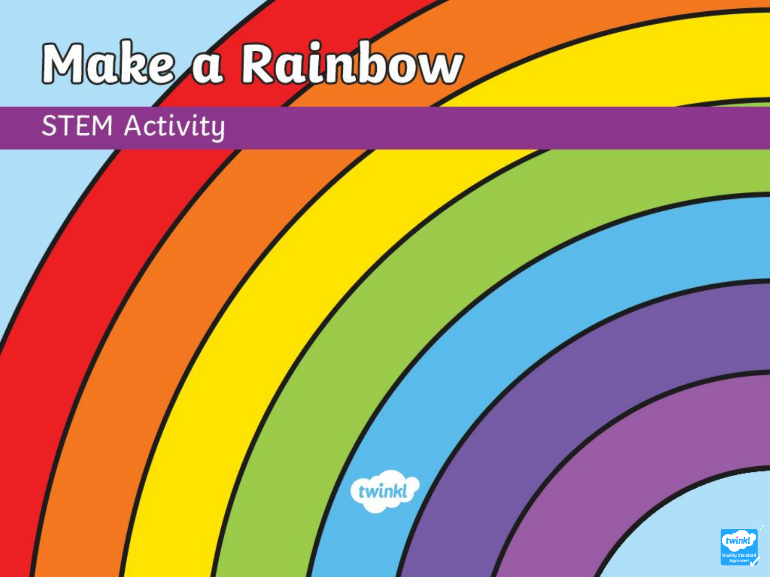# Make a Rainbow

## STEM Activity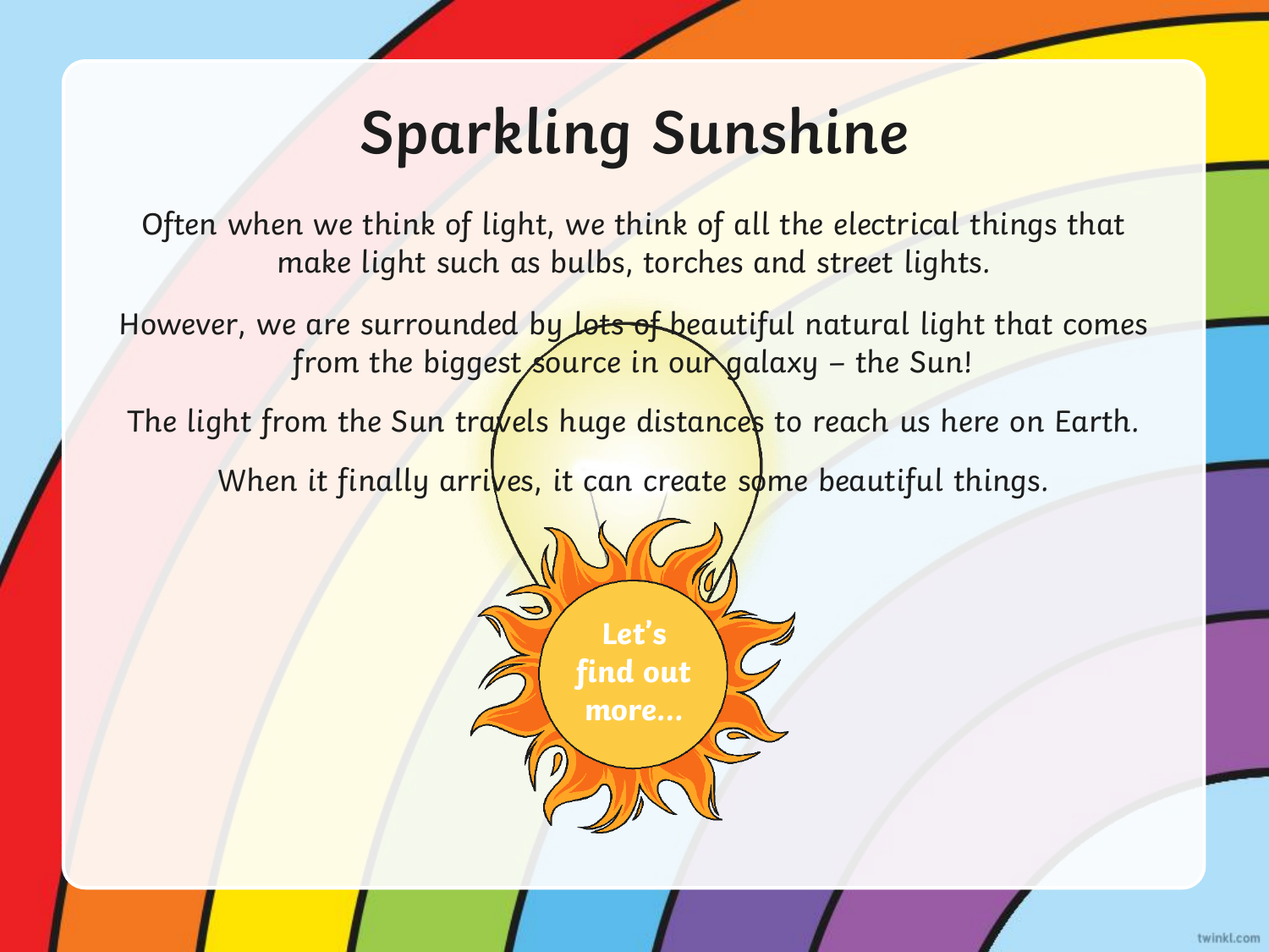# Sparkling Sunshine

Often when we think of light, we think of all the electrical things that make light such as bulbs, torches and street lights.

However, we are surrounded by lots of beautiful natural light that comes from the biggest source in our galaxy – the Sun!

The light from the Sun travels huge distances to reach us here on Earth.

When it finally arrives, it can create some beautiful things.

**Let's find out more...**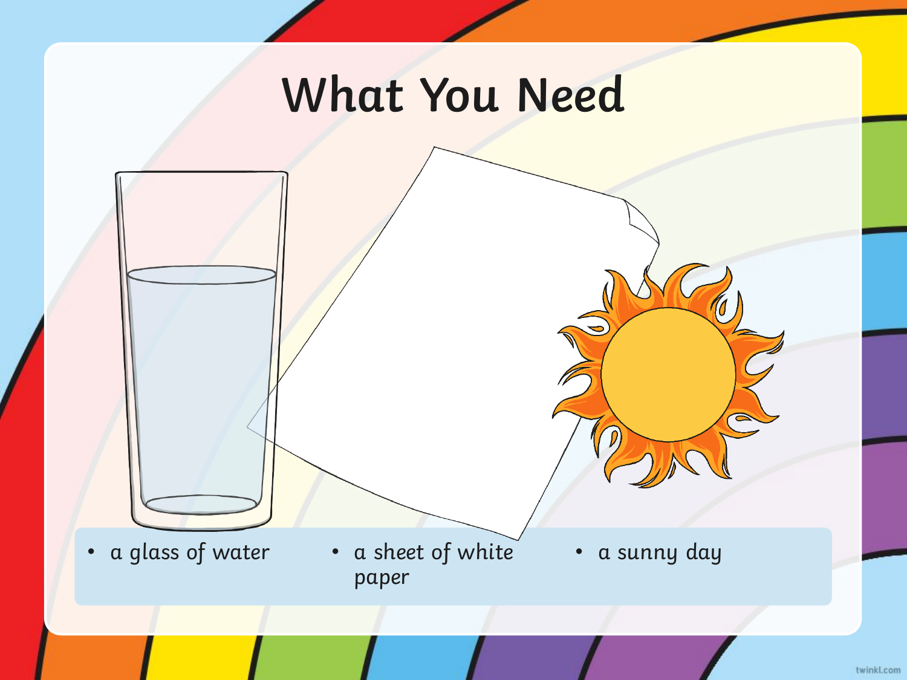# What You Need

- a glass of water
- a sheet of white paper
- a sunny day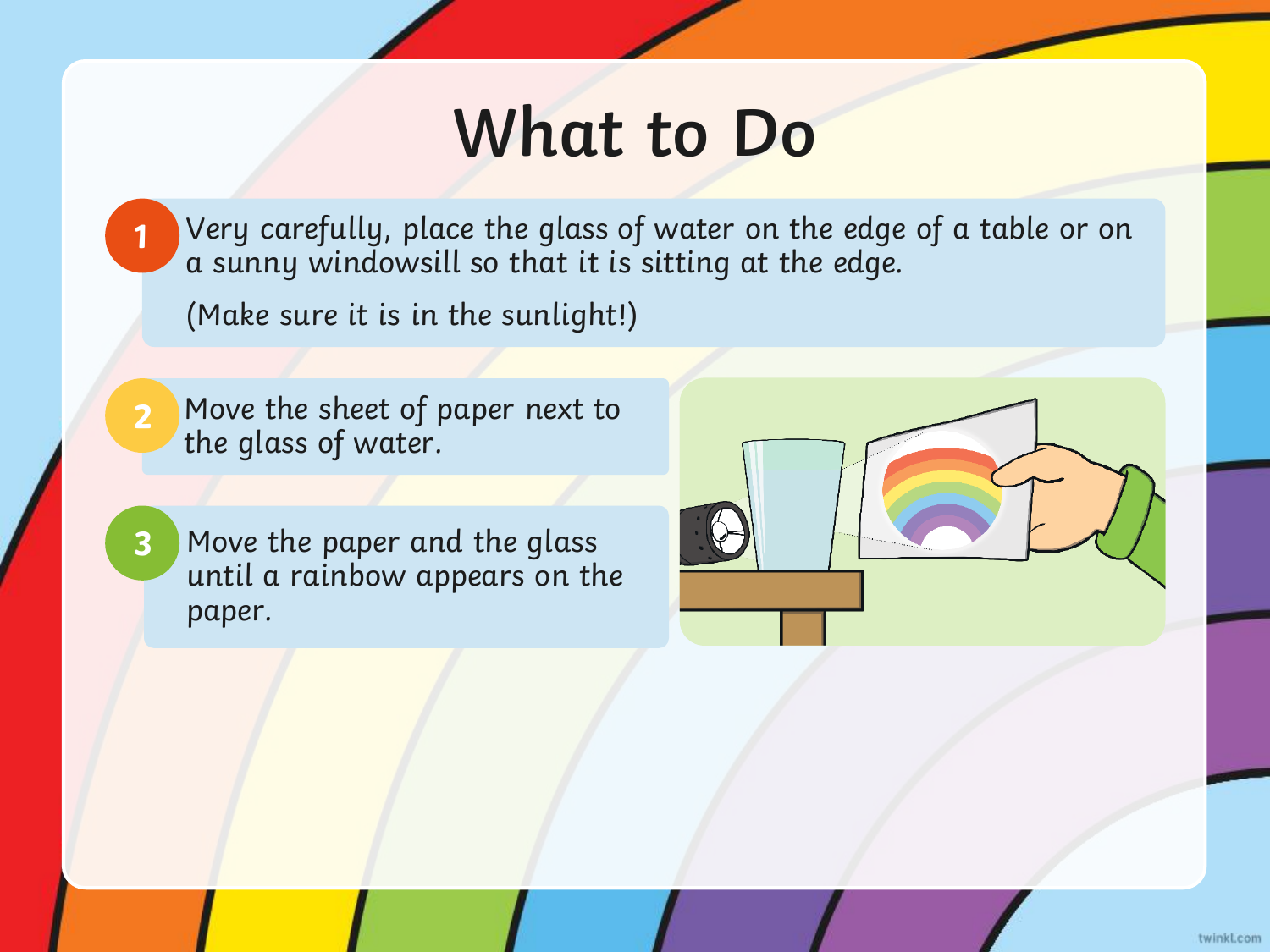# What to Do

1. Very carefully, place the glass of water on the edge of a table or on a sunny windowsill so that it is sitting at the edge.

   (Make sure it is in the sunlight!)

2. Move the sheet of paper next to the glass of water.

3. Move the paper and the glass until a rainbow appears on the paper.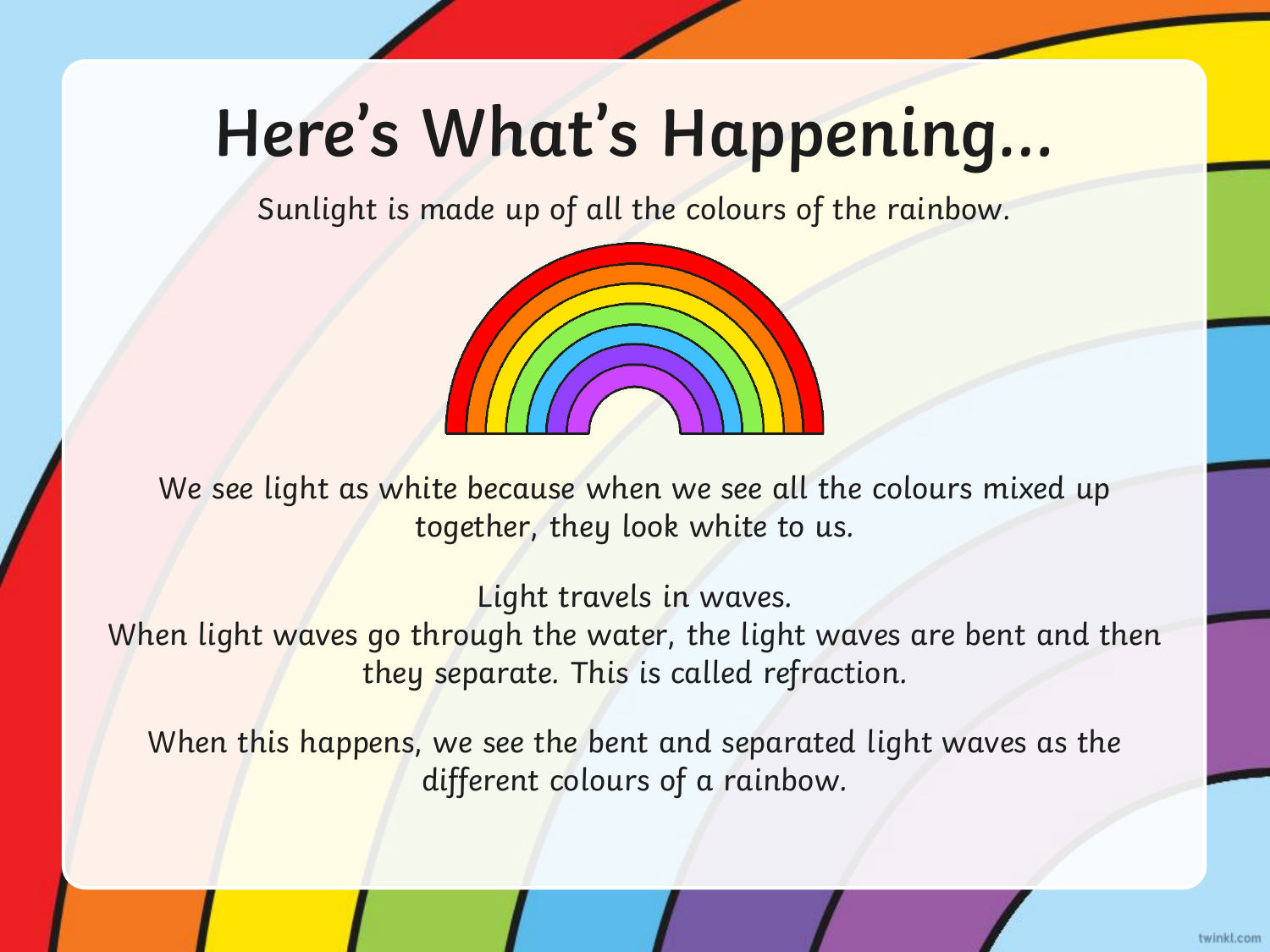# Here's What's Happening…

Sunlight is made up of all the colours of the rainbow.

We see light as white because when we see all the colours mixed up together, they look white to us.

Light travels in waves.
When light waves go through the water, the light waves are bent and then they separate. This is called refraction.

When this happens, we see the bent and separated light waves as the different colours of a rainbow.